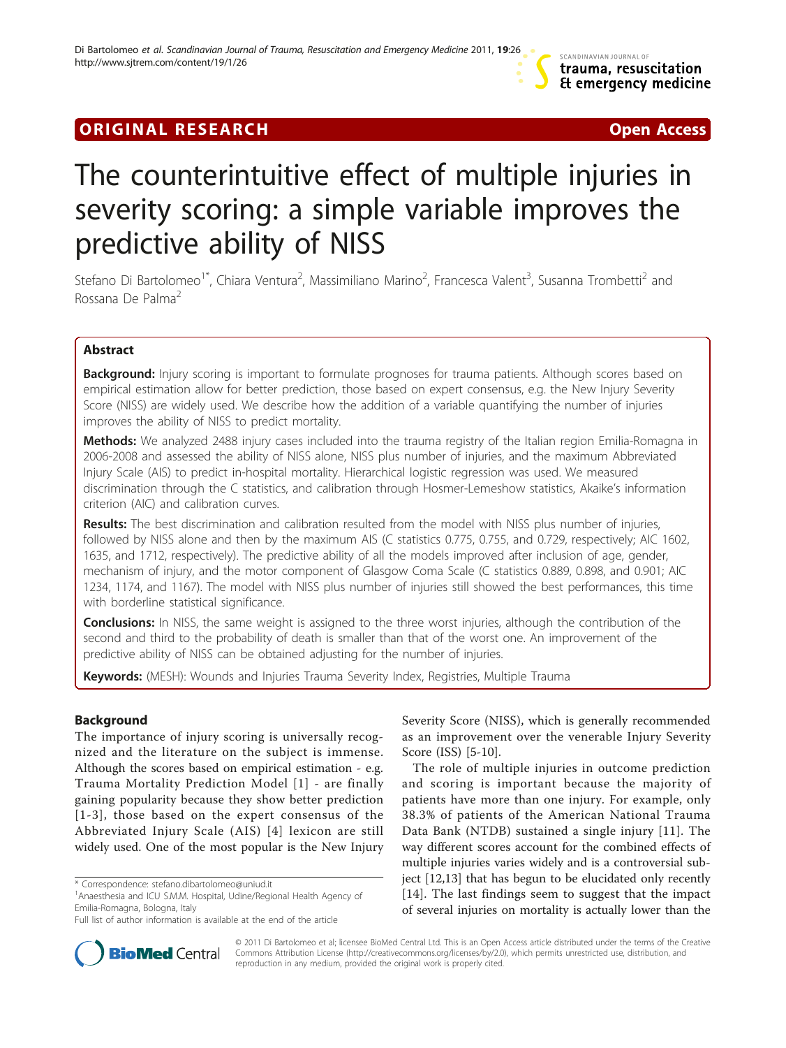ORIGINAL RESEARCH

Open Access

# The counterintuitive effect of multiple injuries in severity scoring: a simple variable improves the predictive ability of NISS

Stefano Di Bartolomeo[1*], Chiara Ventura[2], Massimiliano Marino[2], Francesca Valent[3], Susanna Trombetti[2] and Rossana De Palma[2]

## Abstract

**Background:** Injury scoring is important to formulate prognoses for trauma patients. Although scores based on empirical estimation allow for better prediction, those based on expert consensus, e.g. the New Injury Severity Score (NISS) are widely used. We describe how the addition of a variable quantifying the number of injuries improves the ability of NISS to predict mortality.

**Methods:** We analyzed 2488 injury cases included into the trauma registry of the Italian region Emilia-Romagna in 2006-2008 and assessed the ability of NISS alone, NISS plus number of injuries, and the maximum Abbreviated Injury Scale (AIS) to predict in-hospital mortality. Hierarchical logistic regression was used. We measured discrimination through the C statistics, and calibration through Hosmer-Lemeshow statistics, Akaike's information criterion (AIC) and calibration curves.

**Results:** The best discrimination and calibration resulted from the model with NISS plus number of injuries, followed by NISS alone and then by the maximum AIS (C statistics 0.775, 0.755, and 0.729, respectively; AIC 1602, 1635, and 1712, respectively). The predictive ability of all the models improved after inclusion of age, gender, mechanism of injury, and the motor component of Glasgow Coma Scale (C statistics 0.889, 0.898, and 0.901; AIC 1234, 1174, and 1167). The model with NISS plus number of injuries still showed the best performances, this time with borderline statistical significance.

**Conclusions:** In NISS, the same weight is assigned to the three worst injuries, although the contribution of the second and third to the probability of death is smaller than that of the worst one. An improvement of the predictive ability of NISS can be obtained adjusting for the number of injuries.

**Keywords:** (MESH): Wounds and Injuries Trauma Severity Index, Registries, Multiple Trauma

## Background

The importance of injury scoring is universally recognized and the literature on the subject is immense. Although the scores based on empirical estimation - e.g. Trauma Mortality Prediction Model [1] - are finally gaining popularity because they show better prediction [1-3], those based on the expert consensus of the Abbreviated Injury Scale (AIS) [4] lexicon are still widely used. One of the most popular is the New Injury Severity Score (NISS), which is generally recommended as an improvement over the venerable Injury Severity Score (ISS) [5-10].

The role of multiple injuries in outcome prediction and scoring is important because the majority of patients have more than one injury. For example, only 38.3% of patients of the American National Trauma Data Bank (NTDB) sustained a single injury [11]. The way different scores account for the combined effects of multiple injuries varies widely and is a controversial subject [12,13] that has begun to be elucidated only recently [14]. The last findings seem to suggest that the impact of several injuries on mortality is actually lower than the

\* Correspondence: stefano.dibartolomeo@uniud.it
[1]Anaesthesia and ICU S.M.M. Hospital, Udine/Regional Health Agency of Emilia-Romagna, Bologna, Italy
Full list of author information is available at the end of the article

© 2011 Di Bartolomeo et al; licensee BioMed Central Ltd. This is an Open Access article distributed under the terms of the Creative Commons Attribution License (http://creativecommons.org/licenses/by/2.0), which permits unrestricted use, distribution, and reproduction in any medium, provided the original work is properly cited.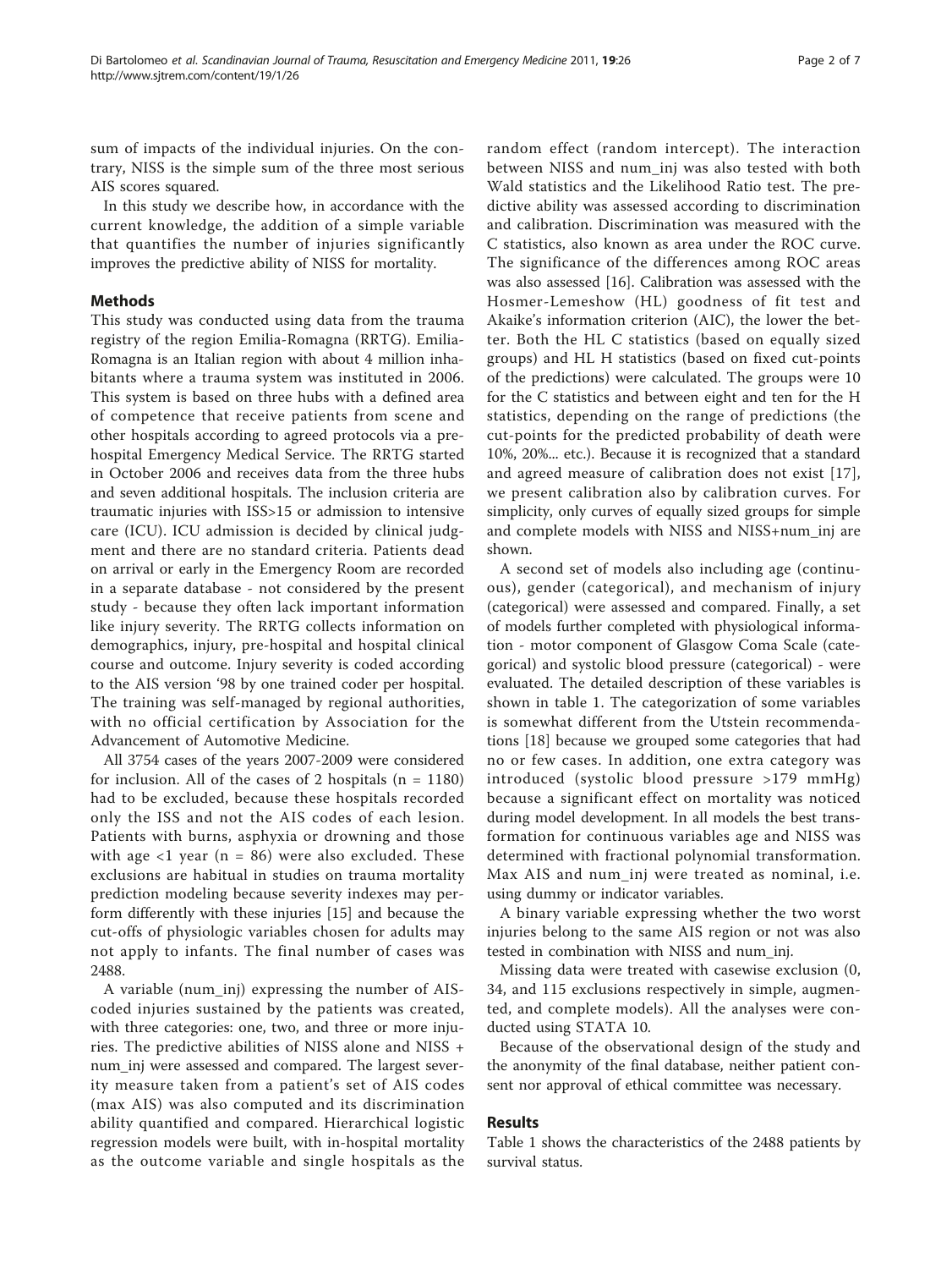sum of impacts of the individual injuries. On the contrary, NISS is the simple sum of the three most serious AIS scores squared.

In this study we describe how, in accordance with the current knowledge, the addition of a simple variable that quantifies the number of injuries significantly improves the predictive ability of NISS for mortality.

## Methods

This study was conducted using data from the trauma registry of the region Emilia-Romagna (RRTG). Emilia-Romagna is an Italian region with about 4 million inhabitants where a trauma system was instituted in 2006. This system is based on three hubs with a defined area of competence that receive patients from scene and other hospitals according to agreed protocols via a pre-hospital Emergency Medical Service. The RRTG started in October 2006 and receives data from the three hubs and seven additional hospitals. The inclusion criteria are traumatic injuries with ISS>15 or admission to intensive care (ICU). ICU admission is decided by clinical judgment and there are no standard criteria. Patients dead on arrival or early in the Emergency Room are recorded in a separate database - not considered by the present study - because they often lack important information like injury severity. The RRTG collects information on demographics, injury, pre-hospital and hospital clinical course and outcome. Injury severity is coded according to the AIS version '98 by one trained coder per hospital. The training was self-managed by regional authorities, with no official certification by Association for the Advancement of Automotive Medicine.

All 3754 cases of the years 2007-2009 were considered for inclusion. All of the cases of 2 hospitals (n = 1180) had to be excluded, because these hospitals recorded only the ISS and not the AIS codes of each lesion. Patients with burns, asphyxia or drowning and those with age <1 year (n = 86) were also excluded. These exclusions are habitual in studies on trauma mortality prediction modeling because severity indexes may perform differently with these injuries [15] and because the cut-offs of physiologic variables chosen for adults may not apply to infants. The final number of cases was 2488.

A variable (num_inj) expressing the number of AIS-coded injuries sustained by the patients was created, with three categories: one, two, and three or more injuries. The predictive abilities of NISS alone and NISS + num_inj were assessed and compared. The largest severity measure taken from a patient's set of AIS codes (max AIS) was also computed and its discrimination ability quantified and compared. Hierarchical logistic regression models were built, with in-hospital mortality as the outcome variable and single hospitals as the random effect (random intercept). The interaction between NISS and num_inj was also tested with both Wald statistics and the Likelihood Ratio test. The predictive ability was assessed according to discrimination and calibration. Discrimination was measured with the C statistics, also known as area under the ROC curve. The significance of the differences among ROC areas was also assessed [16]. Calibration was assessed with the Hosmer-Lemeshow (HL) goodness of fit test and Akaike's information criterion (AIC), the lower the better. Both the HL C statistics (based on equally sized groups) and HL H statistics (based on fixed cut-points of the predictions) were calculated. The groups were 10 for the C statistics and between eight and ten for the H statistics, depending on the range of predictions (the cut-points for the predicted probability of death were 10%, 20%... etc.). Because it is recognized that a standard and agreed measure of calibration does not exist [17], we present calibration also by calibration curves. For simplicity, only curves of equally sized groups for simple and complete models with NISS and NISS+num_inj are shown.

A second set of models also including age (continuous), gender (categorical), and mechanism of injury (categorical) were assessed and compared. Finally, a set of models further completed with physiological information - motor component of Glasgow Coma Scale (categorical) and systolic blood pressure (categorical) - were evaluated. The detailed description of these variables is shown in table 1. The categorization of some variables is somewhat different from the Utstein recommendations [18] because we grouped some categories that had no or few cases. In addition, one extra category was introduced (systolic blood pressure >179 mmHg) because a significant effect on mortality was noticed during model development. In all models the best transformation for continuous variables age and NISS was determined with fractional polynomial transformation. Max AIS and num_inj were treated as nominal, i.e. using dummy or indicator variables.

A binary variable expressing whether the two worst injuries belong to the same AIS region or not was also tested in combination with NISS and num_inj.

Missing data were treated with casewise exclusion (0, 34, and 115 exclusions respectively in simple, augmented, and complete models). All the analyses were conducted using STATA 10.

Because of the observational design of the study and the anonymity of the final database, neither patient consent nor approval of ethical committee was necessary.

## Results

Table 1 shows the characteristics of the 2488 patients by survival status.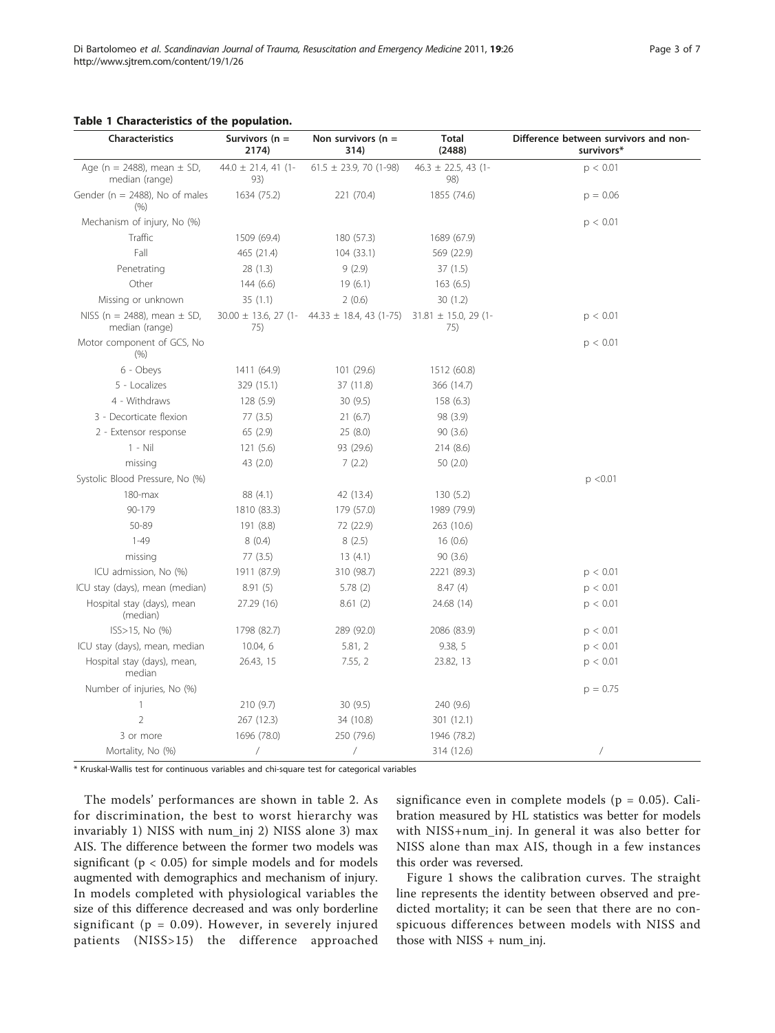**Table 1 Characteristics of the population.**

| Characteristics | Survivors (n = 2174) | Non survivors (n = 314) | Total (2488) | Difference between survivors and non-survivors* |
|---|---|---|---|---|
| Age (n = 2488), mean ± SD, median (range) | 44.0 ± 21.4, 41 (1-93) | 61.5 ± 23.9, 70 (1-98) | 46.3 ± 22.5, 43 (1-98) | p < 0.01 |
| Gender (n = 2488), No of males (%) | 1634 (75.2) | 221 (70.4) | 1855 (74.6) | p = 0.06 |
| Mechanism of injury, No (%) | | | | p < 0.01 |
| Traffic | 1509 (69.4) | 180 (57.3) | 1689 (67.9) | |
| Fall | 465 (21.4) | 104 (33.1) | 569 (22.9) | |
| Penetrating | 28 (1.3) | 9 (2.9) | 37 (1.5) | |
| Other | 144 (6.6) | 19 (6.1) | 163 (6.5) | |
| Missing or unknown | 35 (1.1) | 2 (0.6) | 30 (1.2) | |
| NISS (n = 2488), mean ± SD, median (range) | 30.00 ± 13.6, 27 (1-75) | 44.33 ± 18.4, 43 (1-75) | 31.81 ± 15.0, 29 (1-75) | p < 0.01 |
| Motor component of GCS, No (%) | | | | p < 0.01 |
| 6 - Obeys | 1411 (64.9) | 101 (29.6) | 1512 (60.8) | |
| 5 - Localizes | 329 (15.1) | 37 (11.8) | 366 (14.7) | |
| 4 - Withdraws | 128 (5.9) | 30 (9.5) | 158 (6.3) | |
| 3 - Decorticate flexion | 77 (3.5) | 21 (6.7) | 98 (3.9) | |
| 2 - Extensor response | 65 (2.9) | 25 (8.0) | 90 (3.6) | |
| 1 - Nil | 121 (5.6) | 93 (29.6) | 214 (8.6) | |
| missing | 43 (2.0) | 7 (2.2) | 50 (2.0) | |
| Systolic Blood Pressure, No (%) | | | | p <0.01 |
| 180-max | 88 (4.1) | 42 (13.4) | 130 (5.2) | |
| 90-179 | 1810 (83.3) | 179 (57.0) | 1989 (79.9) | |
| 50-89 | 191 (8.8) | 72 (22.9) | 263 (10.6) | |
| 1-49 | 8 (0.4) | 8 (2.5) | 16 (0.6) | |
| missing | 77 (3.5) | 13 (4.1) | 90 (3.6) | |
| ICU admission, No (%) | 1911 (87.9) | 310 (98.7) | 2221 (89.3) | p < 0.01 |
| ICU stay (days), mean (median) | 8.91 (5) | 5.78 (2) | 8.47 (4) | p < 0.01 |
| Hospital stay (days), mean (median) | 27.29 (16) | 8.61 (2) | 24.68 (14) | p < 0.01 |
| ISS>15, No (%) | 1798 (82.7) | 289 (92.0) | 2086 (83.9) | p < 0.01 |
| ICU stay (days), mean, median | 10.04, 6 | 5.81, 2 | 9.38, 5 | p < 0.01 |
| Hospital stay (days), mean, median | 26.43, 15 | 7.55, 2 | 23.82, 13 | p < 0.01 |
| Number of injuries, No (%) | | | | p = 0.75 |
| 1 | 210 (9.7) | 30 (9.5) | 240 (9.6) | |
| 2 | 267 (12.3) | 34 (10.8) | 301 (12.1) | |
| 3 or more | 1696 (78.0) | 250 (79.6) | 1946 (78.2) | |
| Mortality, No (%) | / | / | 314 (12.6) | / |

\* Kruskal-Wallis test for continuous variables and chi-square test for categorical variables

The models' performances are shown in table 2. As for discrimination, the best to worst hierarchy was invariably 1) NISS with num_inj 2) NISS alone 3) max AIS. The difference between the former two models was significant ($p < 0.05$) for simple models and for models augmented with demographics and mechanism of injury. In models completed with physiological variables the size of this difference decreased and was only borderline significant ($p = 0.09$). However, in severely injured patients (NISS>15) the difference approached significance even in complete models ($p = 0.05$). Calibration measured by HL statistics was better for models with NISS+num_inj. In general it was also better for NISS alone than max AIS, though in a few instances this order was reversed.

Figure 1 shows the calibration curves. The straight line represents the identity between observed and predicted mortality; it can be seen that there are no conspicuous differences between models with NISS and those with NISS + num_inj.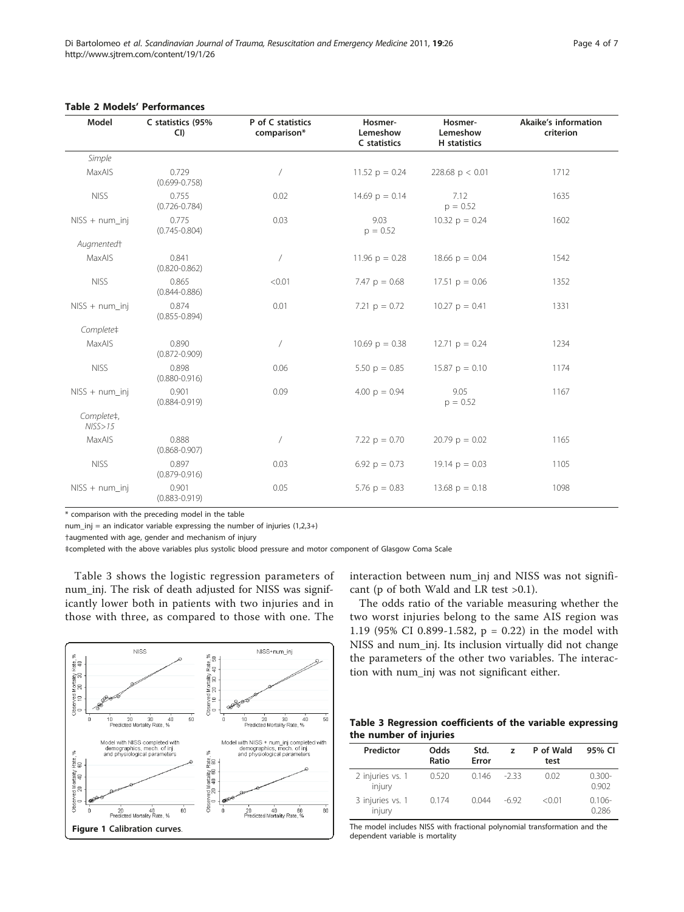**Table 2 Models' Performances**

| Model | C statistics (95% CI) | P of C statistics comparison* | Hosmer-Lemeshow C statistics | Hosmer-Lemeshow H statistics | Akaike's information criterion |
|---|---|---|---|---|---|
| *Simple* | | | | | |
| MaxAIS | 0.729 (0.699-0.758) | / | 11.52 p = 0.24 | 228.68 p < 0.01 | 1712 |
| NISS | 0.755 (0.726-0.784) | 0.02 | 14.69 p = 0.14 | 7.12 p = 0.52 | 1635 |
| NISS + num_inj | 0.775 (0.745-0.804) | 0.03 | 9.03 p = 0.52 | 10.32 p = 0.24 | 1602 |
| *Augmented†* | | | | | |
| MaxAIS | 0.841 (0.820-0.862) | / | 11.96 p = 0.28 | 18.66 p = 0.04 | 1542 |
| NISS | 0.865 (0.844-0.886) | <0.01 | 7.47 p = 0.68 | 17.51 p = 0.06 | 1352 |
| NISS + num_inj | 0.874 (0.855-0.894) | 0.01 | 7.21 p = 0.72 | 10.27 p = 0.41 | 1331 |
| *Complete‡* | | | | | |
| MaxAIS | 0.890 (0.872-0.909) | / | 10.69 p = 0.38 | 12.71 p = 0.24 | 1234 |
| NISS | 0.898 (0.880-0.916) | 0.06 | 5.50 p = 0.85 | 15.87 p = 0.10 | 1174 |
| NISS + num_inj | 0.901 (0.884-0.919) | 0.09 | 4.00 p = 0.94 | 9.05 p = 0.52 | 1167 |
| *Complete‡, NISS>15* | | | | | |
| MaxAIS | 0.888 (0.868-0.907) | / | 7.22 p = 0.70 | 20.79 p = 0.02 | 1165 |
| NISS | 0.897 (0.879-0.916) | 0.03 | 6.92 p = 0.73 | 19.14 p = 0.03 | 1105 |
| NISS + num_inj | 0.901 (0.883-0.919) | 0.05 | 5.76 p = 0.83 | 13.68 p = 0.18 | 1098 |

\* comparison with the preceding model in the table

num_inj = an indicator variable expressing the number of injuries (1,2,3+)

†augmented with age, gender and mechanism of injury

‡completed with the above variables plus systolic blood pressure and motor component of Glasgow Coma Scale

Table 3 shows the logistic regression parameters of num_inj. The risk of death adjusted for NISS was significantly lower both in patients with two injuries and in those with three, as compared to those with one. The interaction between num_inj and NISS was not significant (p of both Wald and LR test >0.1).

The odds ratio of the variable measuring whether the two worst injuries belong to the same AIS region was 1.19 (95% CI 0.899-1.582, p = 0.22) in the model with NISS and num_inj. Its inclusion virtually did not change the parameters of the other two variables. The interaction with num_inj was not significant either.

**Figure 1 Calibration curves.**

**Table 3 Regression coefficients of the variable expressing the number of injuries**

| Predictor | Odds Ratio | Std. Error | z | P of Wald test | 95% CI |
|---|---|---|---|---|---|
| 2 injuries vs. 1 injury | 0.520 | 0.146 | -2.33 | 0.02 | 0.300-0.902 |
| 3 injuries vs. 1 injury | 0.174 | 0.044 | -6.92 | <0.01 | 0.106-0.286 |

The model includes NISS with fractional polynomial transformation and the dependent variable is mortality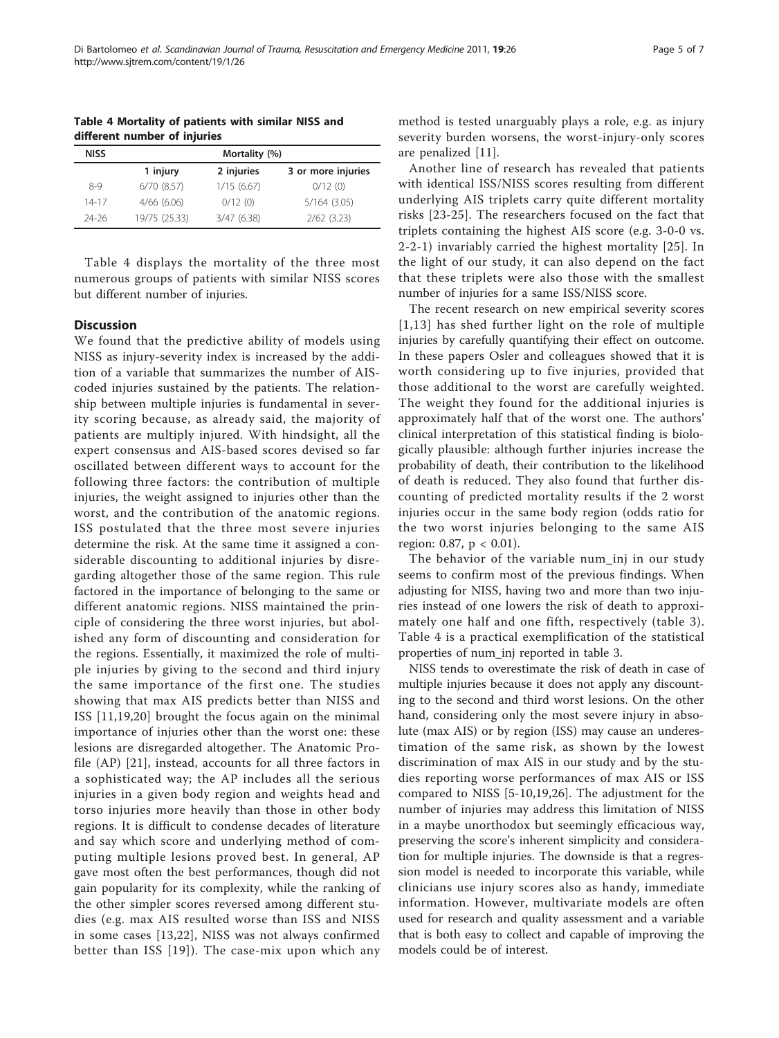**Table 4 Mortality of patients with similar NISS and different number of injuries**

| NISS | Mortality (%) | | |
|---|---|---|---|
| | 1 injury | 2 injuries | 3 or more injuries |
| 8-9 | 6/70 (8.57) | 1/15 (6.67) | 0/12 (0) |
| 14-17 | 4/66 (6.06) | 0/12 (0) | 5/164 (3.05) |
| 24-26 | 19/75 (25.33) | 3/47 (6.38) | 2/62 (3.23) |

Table 4 displays the mortality of the three most numerous groups of patients with similar NISS scores but different number of injuries.

## Discussion

We found that the predictive ability of models using NISS as injury-severity index is increased by the addition of a variable that summarizes the number of AIS-coded injuries sustained by the patients. The relationship between multiple injuries is fundamental in severity scoring because, as already said, the majority of patients are multiply injured. With hindsight, all the expert consensus and AIS-based scores devised so far oscillated between different ways to account for the following three factors: the contribution of multiple injuries, the weight assigned to injuries other than the worst, and the contribution of the anatomic regions. ISS postulated that the three most severe injuries determine the risk. At the same time it assigned a considerable discounting to additional injuries by disregarding altogether those of the same region. This rule factored in the importance of belonging to the same or different anatomic regions. NISS maintained the principle of considering the three worst injuries, but abolished any form of discounting and consideration for the regions. Essentially, it maximized the role of multiple injuries by giving to the second and third injury the same importance of the first one. The studies showing that max AIS predicts better than NISS and ISS [11,19,20] brought the focus again on the minimal importance of injuries other than the worst one: these lesions are disregarded altogether. The Anatomic Profile (AP) [21], instead, accounts for all three factors in a sophisticated way; the AP includes all the serious injuries in a given body region and weights head and torso injuries more heavily than those in other body regions. It is difficult to condense decades of literature and say which score and underlying method of computing multiple lesions proved best. In general, AP gave most often the best performances, though did not gain popularity for its complexity, while the ranking of the other simpler scores reversed among different studies (e.g. max AIS resulted worse than ISS and NISS in some cases [13,22], NISS was not always confirmed better than ISS [19]). The case-mix upon which any method is tested unarguably plays a role, e.g. as injury severity burden worsens, the worst-injury-only scores are penalized [11].

Another line of research has revealed that patients with identical ISS/NISS scores resulting from different underlying AIS triplets carry quite different mortality risks [23-25]. The researchers focused on the fact that triplets containing the highest AIS score (e.g. 3-0-0 vs. 2-2-1) invariably carried the highest mortality [25]. In the light of our study, it can also depend on the fact that these triplets were also those with the smallest number of injuries for a same ISS/NISS score.

The recent research on new empirical severity scores [1,13] has shed further light on the role of multiple injuries by carefully quantifying their effect on outcome. In these papers Osler and colleagues showed that it is worth considering up to five injuries, provided that those additional to the worst are carefully weighted. The weight they found for the additional injuries is approximately half that of the worst one. The authors' clinical interpretation of this statistical finding is biologically plausible: although further injuries increase the probability of death, their contribution to the likelihood of death is reduced. They also found that further discounting of predicted mortality results if the 2 worst injuries occur in the same body region (odds ratio for the two worst injuries belonging to the same AIS region: 0.87, $p < 0.01$).

The behavior of the variable num_inj in our study seems to confirm most of the previous findings. When adjusting for NISS, having two and more than two injuries instead of one lowers the risk of death to approximately one half and one fifth, respectively (table 3). Table 4 is a practical exemplification of the statistical properties of num_inj reported in table 3.

NISS tends to overestimate the risk of death in case of multiple injuries because it does not apply any discounting to the second and third worst lesions. On the other hand, considering only the most severe injury in absolute (max AIS) or by region (ISS) may cause an underestimation of the same risk, as shown by the lowest discrimination of max AIS in our study and by the studies reporting worse performances of max AIS or ISS compared to NISS [5-10,19,26]. The adjustment for the number of injuries may address this limitation of NISS in a maybe unorthodox but seemingly efficacious way, preserving the score's inherent simplicity and consideration for multiple injuries. The downside is that a regression model is needed to incorporate this variable, while clinicians use injury scores also as handy, immediate information. However, multivariate models are often used for research and quality assessment and a variable that is both easy to collect and capable of improving the models could be of interest.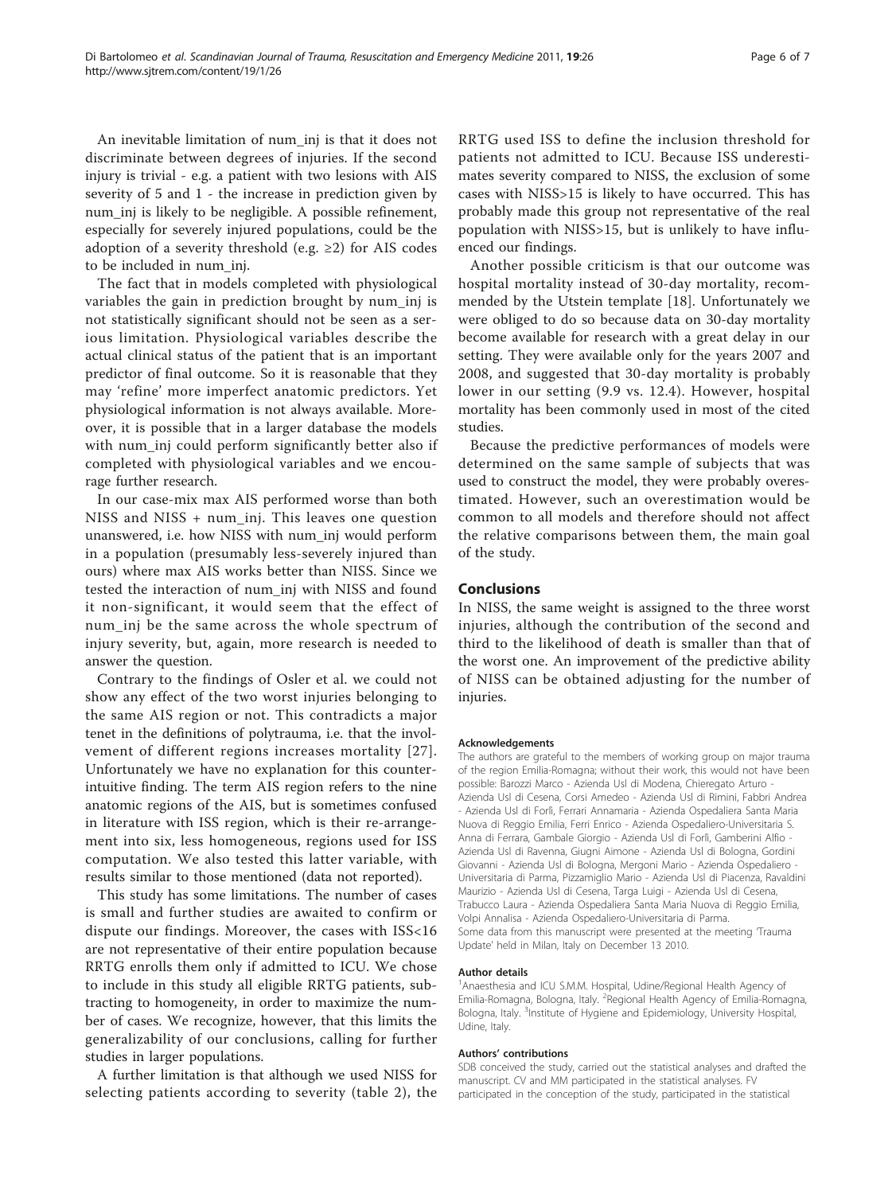An inevitable limitation of num_inj is that it does not discriminate between degrees of injuries. If the second injury is trivial - e.g. a patient with two lesions with AIS severity of 5 and 1 - the increase in prediction given by num_inj is likely to be negligible. A possible refinement, especially for severely injured populations, could be the adoption of a severity threshold (e.g. $\geq 2$) for AIS codes to be included in num_inj.

The fact that in models completed with physiological variables the gain in prediction brought by num_inj is not statistically significant should not be seen as a serious limitation. Physiological variables describe the actual clinical status of the patient that is an important predictor of final outcome. So it is reasonable that they may 'refine' more imperfect anatomic predictors. Yet physiological information is not always available. Moreover, it is possible that in a larger database the models with num_inj could perform significantly better also if completed with physiological variables and we encourage further research.

In our case-mix max AIS performed worse than both NISS and NISS + num_inj. This leaves one question unanswered, i.e. how NISS with num_inj would perform in a population (presumably less-severely injured than ours) where max AIS works better than NISS. Since we tested the interaction of num_inj with NISS and found it non-significant, it would seem that the effect of num_inj be the same across the whole spectrum of injury severity, but, again, more research is needed to answer the question.

Contrary to the findings of Osler et al. we could not show any effect of the two worst injuries belonging to the same AIS region or not. This contradicts a major tenet in the definitions of polytrauma, i.e. that the involvement of different regions increases mortality [27]. Unfortunately we have no explanation for this counterintuitive finding. The term AIS region refers to the nine anatomic regions of the AIS, but is sometimes confused in literature with ISS region, which is their re-arrangement into six, less homogeneous, regions used for ISS computation. We also tested this latter variable, with results similar to those mentioned (data not reported).

This study has some limitations. The number of cases is small and further studies are awaited to confirm or dispute our findings. Moreover, the cases with ISS<16 are not representative of their entire population because RRTG enrolls them only if admitted to ICU. We chose to include in this study all eligible RRTG patients, subtracting to homogeneity, in order to maximize the number of cases. We recognize, however, that this limits the generalizability of our conclusions, calling for further studies in larger populations.

A further limitation is that although we used NISS for selecting patients according to severity (table 2), the RRTG used ISS to define the inclusion threshold for patients not admitted to ICU. Because ISS underestimates severity compared to NISS, the exclusion of some cases with NISS>15 is likely to have occurred. This has probably made this group not representative of the real population with NISS>15, but is unlikely to have influenced our findings.

Another possible criticism is that our outcome was hospital mortality instead of 30-day mortality, recommended by the Utstein template [18]. Unfortunately we were obliged to do so because data on 30-day mortality become available for research with a great delay in our setting. They were available only for the years 2007 and 2008, and suggested that 30-day mortality is probably lower in our setting (9.9 vs. 12.4). However, hospital mortality has been commonly used in most of the cited studies.

Because the predictive performances of models were determined on the same sample of subjects that was used to construct the model, they were probably overestimated. However, such an overestimation would be common to all models and therefore should not affect the relative comparisons between them, the main goal of the study.

## Conclusions

In NISS, the same weight is assigned to the three worst injuries, although the contribution of the second and third to the likelihood of death is smaller than that of the worst one. An improvement of the predictive ability of NISS can be obtained adjusting for the number of injuries.

#### Acknowledgements

The authors are grateful to the members of working group on major trauma of the region Emilia-Romagna; without their work, this would not have been possible: Barozzi Marco - Azienda Usl di Modena, Chieregato Arturo - Azienda Usl di Cesena, Corsi Amedeo - Azienda Usl di Rimini, Fabbri Andrea - Azienda Usl di Forlì, Ferrari Annamaria - Azienda Ospedaliera Santa Maria Nuova di Reggio Emilia, Ferri Enrico - Azienda Ospedaliero-Universitaria S. Anna di Ferrara, Gambale Giorgio - Azienda Usl di Forlì, Gamberini Alfio - Azienda Usl di Ravenna, Giugni Aimone - Azienda Usl di Bologna, Gordini Giovanni - Azienda Usl di Bologna, Mergoni Mario - Azienda Ospedaliero - Universitaria di Parma, Pizzamiglio Mario - Azienda Usl di Piacenza, Ravaldini Maurizio - Azienda Usl di Cesena, Targa Luigi - Azienda Usl di Cesena, Trabucco Laura - Azienda Ospedaliera Santa Maria Nuova di Reggio Emilia, Volpi Annalisa - Azienda Ospedaliero-Universitaria di Parma.
Some data from this manuscript were presented at the meeting 'Trauma Update' held in Milan, Italy on December 13 2010.

#### Author details

[1]Anaesthesia and ICU S.M.M. Hospital, Udine/Regional Health Agency of Emilia-Romagna, Bologna, Italy. [2]Regional Health Agency of Emilia-Romagna, Bologna, Italy. [3]Institute of Hygiene and Epidemiology, University Hospital, Udine, Italy.

#### Authors' contributions

SDB conceived the study, carried out the statistical analyses and drafted the manuscript. CV and MM participated in the statistical analyses. FV participated in the conception of the study, participated in the statistical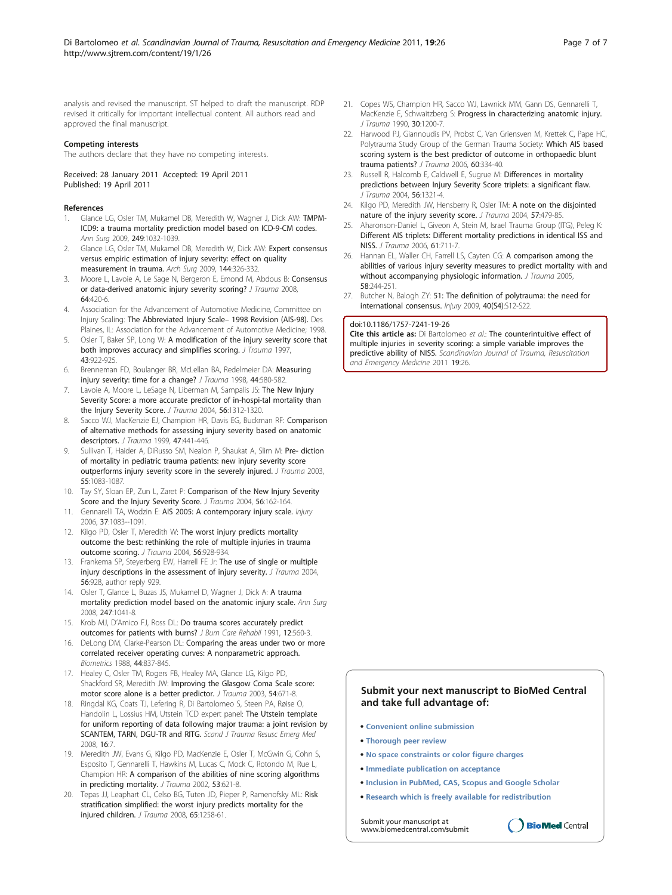analysis and revised the manuscript. ST helped to draft the manuscript. RDP revised it critically for important intellectual content. All authors read and approved the final manuscript.

#### Competing interests

The authors declare that they have no competing interests.

Received: 28 January 2011 Accepted: 19 April 2011
Published: 19 April 2011

#### References

1. Glance LG, Osler TM, Mukamel DB, Meredith W, Wagner J, Dick AW: **TMPM-ICD9: a trauma mortality prediction model based on ICD-9-CM codes.** *Ann Surg* 2009, **249**:1032-1039.
2. Glance LG, Osler TM, Mukamel DB, Meredith W, Dick AW: **Expert consensus versus empiric estimation of injury severity: effect on quality measurement in trauma.** *Arch Surg* 2009, **144**:326-332.
3. Moore L, Lavoie A, Le Sage N, Bergeron E, Emond M, Abdous B: **Consensus or data-derived anatomic injury severity scoring?** *J Trauma* 2008, **64**:420-6.
4. Association for the Advancement of Automotive Medicine, Committee on Injury Scaling: **The Abbreviated Injury Scale– 1998 Revision (AIS-98).** Des Plaines, IL: Association for the Advancement of Automotive Medicine; 1998.
5. Osler T, Baker SP, Long W: **A modification of the injury severity score that both improves accuracy and simplifies scoring.** *J Trauma* 1997, **43**:922-925.
6. Brenneman FD, Boulanger BR, McLellan BA, Redelmeier DA: **Measuring injury severity: time for a change?** *J Trauma* 1998, **44**:580-582.
7. Lavoie A, Moore L, LeSage N, Liberman M, Sampalis JS: **The New Injury Severity Score: a more accurate predictor of in-hospi-tal mortality than the Injury Severity Score.** *J Trauma* 2004, **56**:1312-1320.
8. Sacco WJ, MacKenzie EJ, Champion HR, Davis EG, Buckman RF: **Comparison of alternative methods for assessing injury severity based on anatomic descriptors.** *J Trauma* 1999, **47**:441-446.
9. Sullivan T, Haider A, DiRusso SM, Nealon P, Shaukat A, Slim M: **Pre- diction of mortality in pediatric trauma patients: new injury severity score outperforms injury severity score in the severely injured.** *J Trauma* 2003, **55**:1083-1087.
10. Tay SY, Sloan EP, Zun L, Zaret P: **Comparison of the New Injury Severity Score and the Injury Severity Score.** *J Trauma* 2004, **56**:162-164.
11. Gennarelli TA, Wodzin E: **AIS 2005: A contemporary injury scale.** *Injury* 2006, **37**:1083--1091.
12. Kilgo PD, Osler T, Meredith W: **The worst injury predicts mortality outcome the best: rethinking the role of multiple injuries in trauma outcome scoring.** *J Trauma* 2004, **56**:928-934.
13. Frankema SP, Steyerberg EW, Harrell FE Jr: **The use of single or multiple injury descriptions in the assessment of injury severity.** *J Trauma* 2004, **56**:928, author reply 929.
14. Osler T, Glance L, Buzas JS, Mukamel D, Wagner J, Dick A: **A trauma mortality prediction model based on the anatomic injury scale.** *Ann Surg* 2008, **247**:1041-8.
15. Krob MJ, D'Amico FJ, Ross DL: **Do trauma scores accurately predict outcomes for patients with burns?** *J Burn Care Rehabil* 1991, **12**:560-3.
16. DeLong DM, Clarke-Pearson DL: **Comparing the areas under two or more correlated receiver operating curves: A nonparametric approach.** *Biometrics* 1988, **44**:837-845.
17. Healey C, Osler TM, Rogers FB, Healey MA, Glance LG, Kilgo PD, Shackford SR, Meredith JW: **Improving the Glasgow Coma Scale score: motor score alone is a better predictor.** *J Trauma* 2003, **54**:671-8.
18. Ringdal KG, Coats TJ, Lefering R, Di Bartolomeo S, Steen PA, Røise O, Handolin L, Lossius HM, Utstein TCD expert panel: **The Utstein template for uniform reporting of data following major trauma: a joint revision by SCANTEM, TARN, DGU-TR and RITG.** *Scand J Trauma Resusc Emerg Med* 2008, **16**:7.
19. Meredith JW, Evans G, Kilgo PD, MacKenzie E, Osler T, McGwin G, Cohn S, Esposito T, Gennarelli T, Hawkins M, Lucas C, Mock C, Rotondo M, Rue L, Champion HR: **A comparison of the abilities of nine scoring algorithms in predicting mortality.** *J Trauma* 2002, **53**:621-8.
20. Tepas JJ, Leaphart CL, Celso BG, Tuten JD, Pieper P, Ramenofsky ML: **Risk stratification simplified: the worst injury predicts mortality for the injured children.** *J Trauma* 2008, **65**:1258-61.
21. Copes WS, Champion HR, Sacco WJ, Lawnick MM, Gann DS, Gennarelli T, MacKenzie E, Schwaitzberg S: **Progress in characterizing anatomic injury.** *J Trauma* 1990, **30**:1200-7.
22. Harwood PJ, Giannoudis PV, Probst C, Van Griensven M, Krettek C, Pape HC, Polytrauma Study Group of the German Trauma Society: **Which AIS based scoring system is the best predictor of outcome in orthopaedic blunt trauma patients?** *J Trauma* 2006, **60**:334-40.
23. Russell R, Halcomb E, Caldwell E, Sugrue M: **Differences in mortality predictions between Injury Severity Score triplets: a significant flaw.** *J Trauma* 2004, **56**:1321-4.
24. Kilgo PD, Meredith JW, Hensberry R, Osler TM: **A note on the disjointed nature of the injury severity score.** *J Trauma* 2004, **57**:479-85.
25. Aharonson-Daniel L, Giveon A, Stein M, Israel Trauma Group (ITG), Peleg K: **Different AIS triplets: Different mortality predictions in identical ISS and NISS.** *J Trauma* 2006, **61**:711-7.
26. Hannan EL, Waller CH, Farrell LS, Cayten CG: **A comparison among the abilities of various injury severity measures to predict mortality with and without accompanying physiologic information.** *J Trauma* 2005, **58**:244-251.
27. Butcher N, Balogh ZY: **51: The definition of polytrauma: the need for international consensus.** *Injury* 2009, **40(S4)**:S12-S22.

doi:10.1186/1757-7241-19-26

**Cite this article as:** Di Bartolomeo *et al.*: The counterintuitive effect of multiple injuries in severity scoring: a simple variable improves the predictive ability of NISS. *Scandinavian Journal of Trauma, Resuscitation and Emergency Medicine* 2011 **19**:26.

**Submit your next manuscript to BioMed Central and take full advantage of:**

- Convenient online submission
- Thorough peer review
- No space constraints or color figure charges
- Immediate publication on acceptance
- Inclusion in PubMed, CAS, Scopus and Google Scholar
- Research which is freely available for redistribution

Submit your manuscript at www.biomedcentral.com/submit

BioMed Central